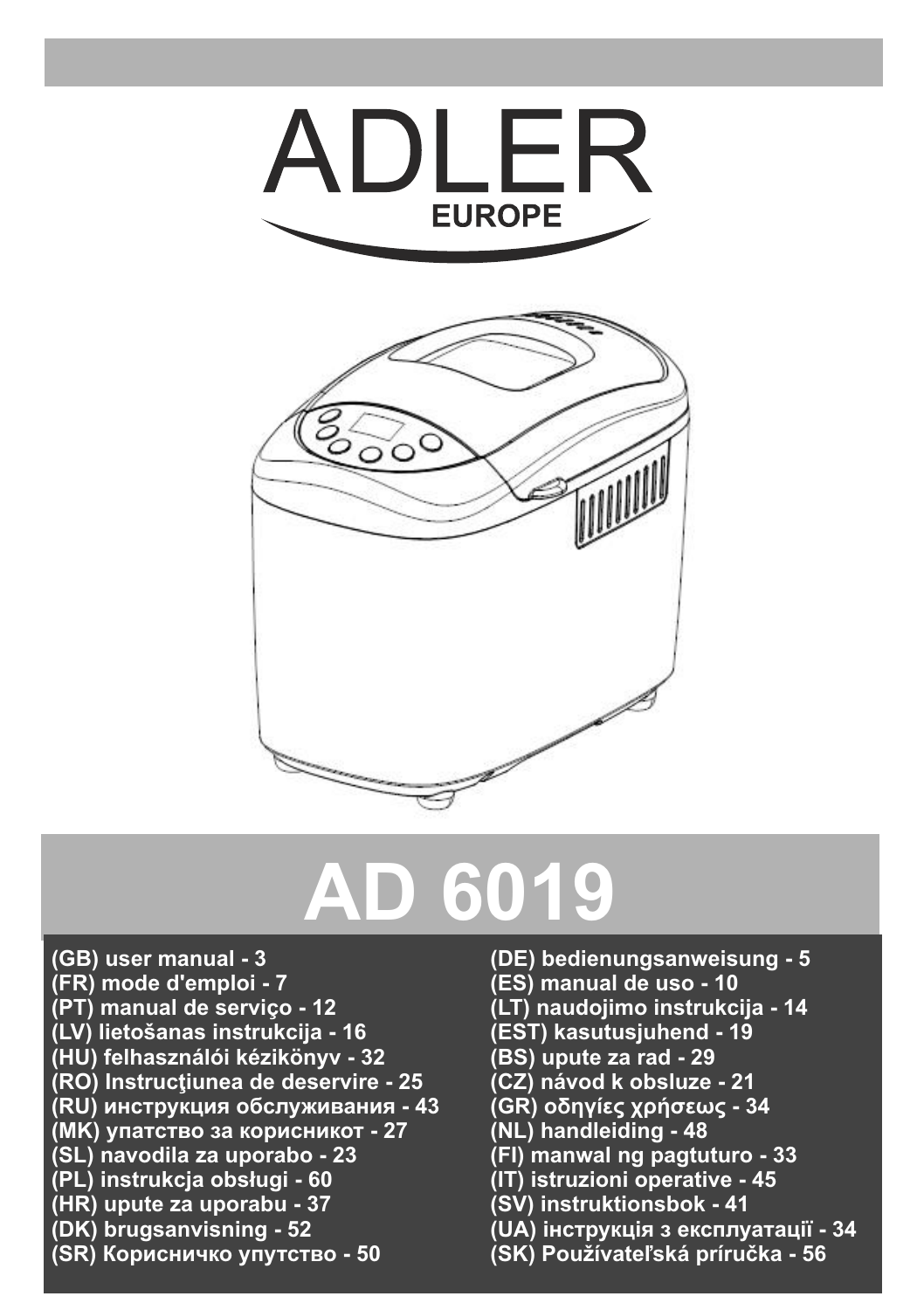# ADLER

EUROPE

# AD 6019

(GB) user manual - 3
(FR) mode d'emploi - 7
(PT) manual de serviço - 12
(LV) lietošanas instrukcija - 16
(HU) felhasználói kézikönyv - 32
(RO) Instrucţiunea de deservire - 25
(RU) инструкция обслуживания - 43
(MK) упатство за корисникот - 27
(SL) navodila za uporabo - 23
(PL) instrukcja obsługi - 60
(HR) upute za uporabu - 37
(DK) brugsanvisning - 52
(SR) Корисничко упутство - 50
(DE) bedienungsanweisung - 5
(ES) manual de uso - 10
(LT) naudojimo instrukcija - 14
(EST) kasutusjuhend - 19
(BS) upute za rad - 29
(CZ) návod k obsluze - 21
(GR) οδηγίες χρήσεως - 34
(NL) handleiding - 48
(FI) manwal ng pagtuturo - 33
(IT) istruzioni operative - 45
(SV) instruktionsbok - 41
(UA) інструкція з експлуатації - 34
(SK) Používateľská príručka - 56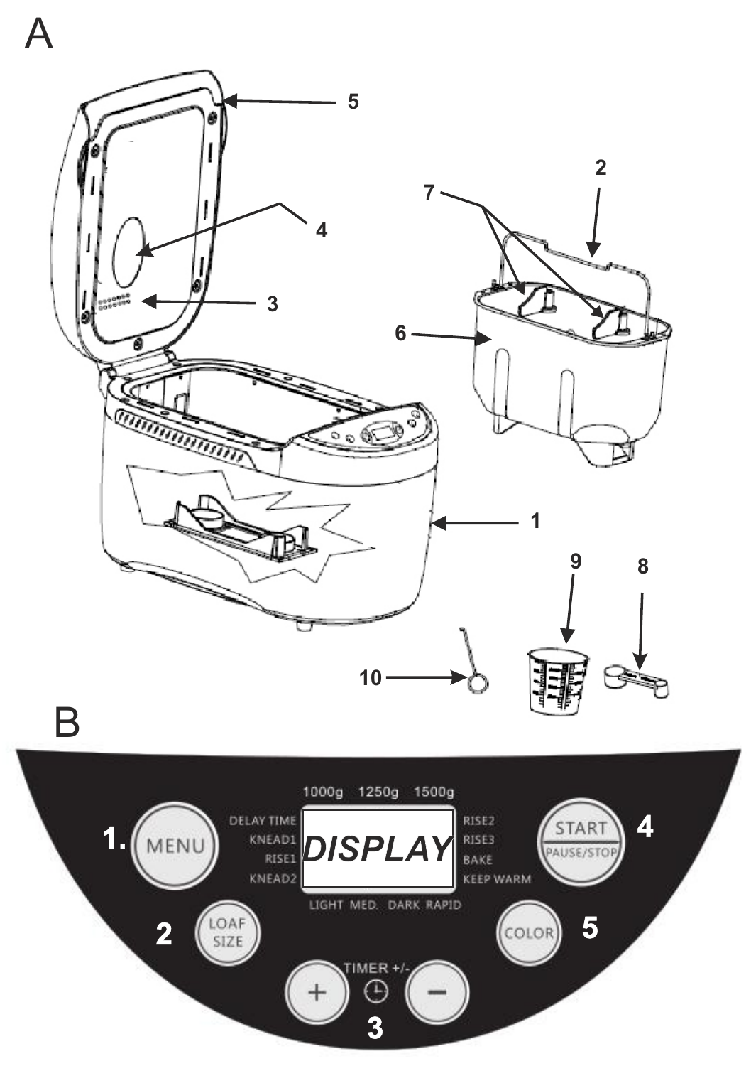A

1
2
3
4
5
6
7
8
9
10

B

1. MENU

2 LOAF SIZE

3 TIMER +/- + −

4 START PAUSE/STOP

5 COLOR

1000g 1250g 1500g

DELAY TIME
KNEAD1
RISE1
KNEAD2

DISPLAY

RISE2
RISE3
BAKE
KEEP WARM

LIGHT MED. DARK RAPID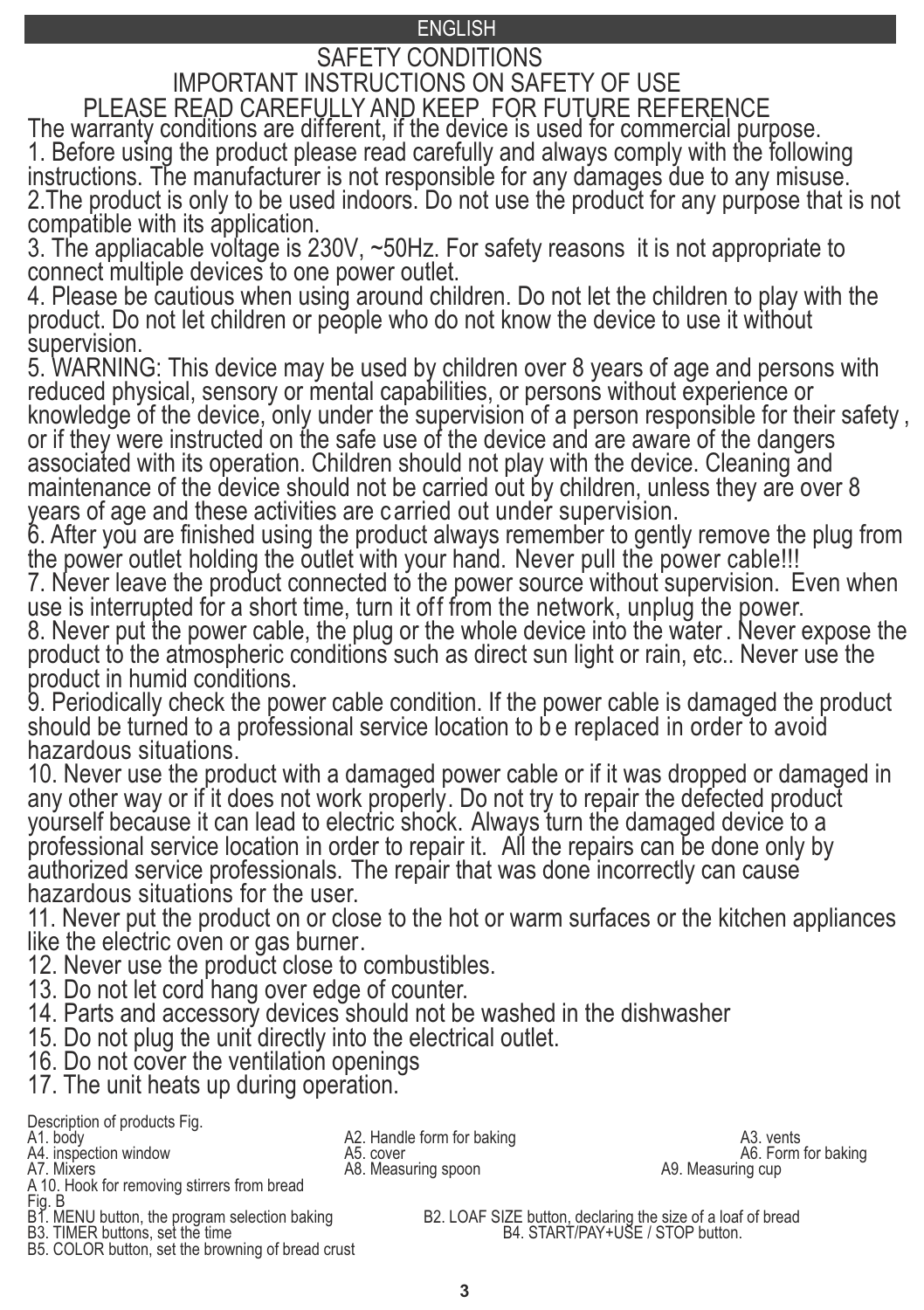ENGLISH

# SAFETY CONDITIONS

## IMPORTANT INSTRUCTIONS ON SAFETY OF USE

## PLEASE READ CAREFULLY AND KEEP FOR FUTURE REFERENCE

The warranty conditions are different, if the device is used for commercial purpose.

1. Before using the product please read carefully and always comply with the following instructions. The manufacturer is not responsible for any damages due to any misuse.
2. The product is only to be used indoors. Do not use the product for any purpose that is not compatible with its application.
3. The appliacable voltage is 230V, ~50Hz. For safety reasons it is not appropriate to connect multiple devices to one power outlet.
4. Please be cautious when using around children. Do not let the children to play with the product. Do not let children or people who do not know the device to use it without supervision.
5. WARNING: This device may be used by children over 8 years of age and persons with reduced physical, sensory or mental capabilities, or persons without experience or knowledge of the device, only under the supervision of a person responsible for their safety , or if they were instructed on the safe use of the device and are aware of the dangers associated with its operation. Children should not play with the device. Cleaning and maintenance of the device should not be carried out by children, unless they are over 8 years of age and these activities are carried out under supervision.
6. After you are finished using the product always remember to gently remove the plug from the power outlet holding the outlet with your hand. Never pull the power cable!!!
7. Never leave the product connected to the power source without supervision. Even when use is interrupted for a short time, turn it off from the network, unplug the power.
8. Never put the power cable, the plug or the whole device into the water. Never expose the product to the atmospheric conditions such as direct sun light or rain, etc.. Never use the product in humid conditions.
9. Periodically check the power cable condition. If the power cable is damaged the product should be turned to a professional service location to be replaced in order to avoid hazardous situations.
10. Never use the product with a damaged power cable or if it was dropped or damaged in any other way or if it does not work properly. Do not try to repair the defected product yourself because it can lead to electric shock. Always turn the damaged device to a professional service location in order to repair it. All the repairs can be done only by authorized service professionals. The repair that was done incorrectly can cause hazardous situations for the user.
11. Never put the product on or close to the hot or warm surfaces or the kitchen appliances like the electric oven or gas burner.
12. Never use the product close to combustibles.
13. Do not let cord hang over edge of counter.
14. Parts and accessory devices should not be washed in the dishwasher
15. Do not plug the unit directly into the electrical outlet.
16. Do not cover the ventilation openings
17. The unit heats up during operation.

Description of products Fig.

A1. body
A2. Handle form for baking
A3. vents
A4. inspection window
A5. cover
A6. Form for baking
A7. Mixers
A8. Measuring spoon
A9. Measuring cup
A 10. Hook for removing stirrers from bread

Fig. B

B1. MENU button, the program selection baking
B2. LOAF SIZE button, declaring the size of a loaf of bread
B3. TIMER buttons, set the time
B4. START/PAY+USE / STOP button.
B5. COLOR button, set the browning of bread crust